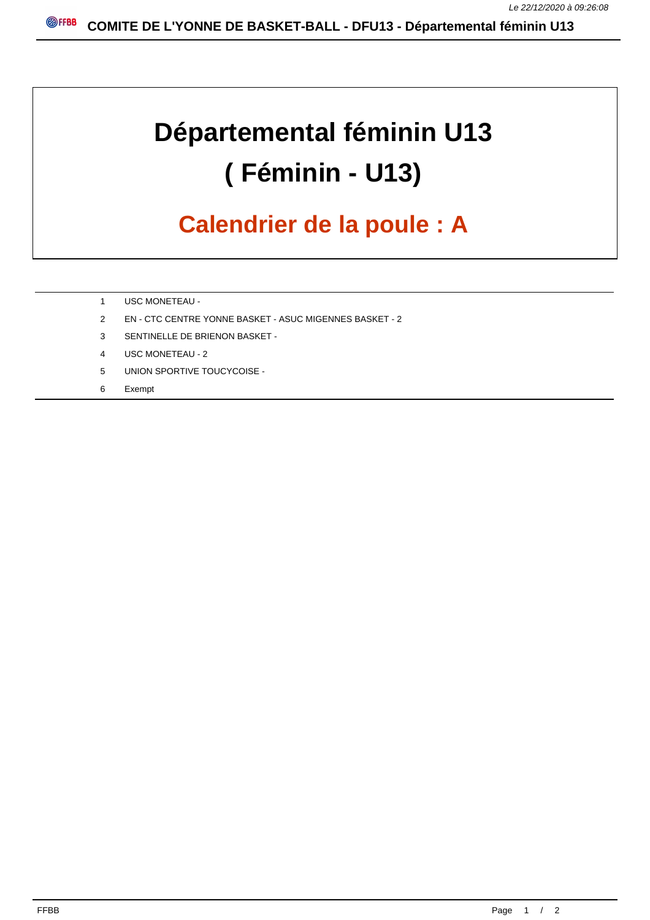# Départemental féminin U13

# ( Féminin - U13)

## Calendrier de la poule : A

| | |
|---|---|
| 1 | USC MONETEAU - |
| 2 | EN - CTC CENTRE YONNE BASKET - ASUC MIGENNES BASKET - 2 |
| 3 | SENTINELLE DE BRIENON BASKET - |
| 4 | USC MONETEAU - 2 |
| 5 | UNION SPORTIVE TOUCYCOISE - |
| 6 | Exempt |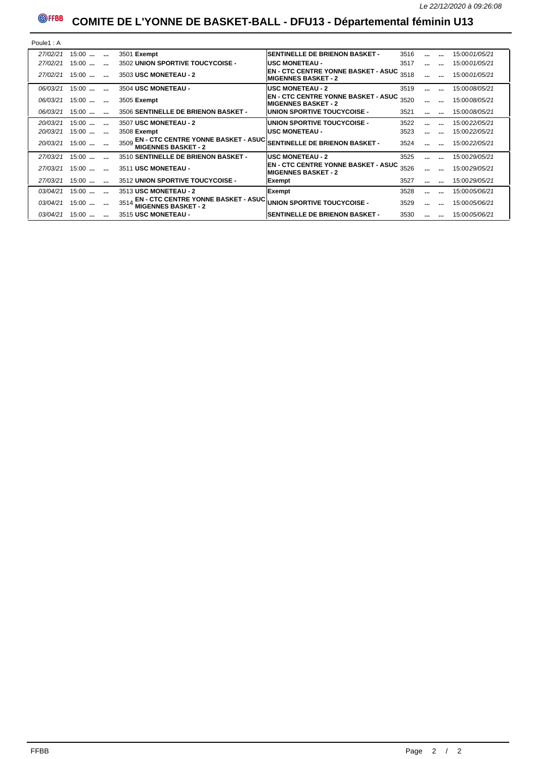Le 22/12/2020 à 09:26:08

# COMITE DE L'YONNE DE BASKET-BALL - DFU13 - Départemental féminin U13

Poule1 : A

| | | | | | | | | | |
|---|---|---|---|---|---|---|---|---|---|
| *27/02/21* | 15:00 ... | ... | 3501 **Exempt** | **SENTINELLE DE BRIENON BASKET -** | 3516 | ... | ... | 15:00 | *01/05/21* |
| *27/02/21* | 15:00 ... | ... | 3502 **UNION SPORTIVE TOUCYCOISE -** | **USC MONETEAU -** | 3517 | ... | ... | 15:00 | *01/05/21* |
| *27/02/21* | 15:00 ... | ... | 3503 **USC MONETEAU - 2** | **EN - CTC CENTRE YONNE BASKET - ASUC MIGENNES BASKET - 2** | 3518 | ... | ... | 15:00 | *01/05/21* |
| *06/03/21* | 15:00 ... | ... | 3504 **USC MONETEAU -** | **USC MONETEAU - 2** | 3519 | ... | ... | 15:00 | *08/05/21* |
| *06/03/21* | 15:00 ... | ... | 3505 **Exempt** | **EN - CTC CENTRE YONNE BASKET - ASUC MIGENNES BASKET - 2** | 3520 | ... | ... | 15:00 | *08/05/21* |
| *06/03/21* | 15:00 ... | ... | 3506 **SENTINELLE DE BRIENON BASKET -** | **UNION SPORTIVE TOUCYCOISE -** | 3521 | ... | ... | 15:00 | *08/05/21* |
| *20/03/21* | 15:00 ... | ... | 3507 **USC MONETEAU - 2** | **UNION SPORTIVE TOUCYCOISE -** | 3522 | ... | ... | 15:00 | *22/05/21* |
| *20/03/21* | 15:00 ... | ... | 3508 **Exempt** | **USC MONETEAU -** | 3523 | ... | ... | 15:00 | *22/05/21* |
| *20/03/21* | 15:00 ... | ... | 3509 **EN - CTC CENTRE YONNE BASKET - ASUC MIGENNES BASKET - 2** | **SENTINELLE DE BRIENON BASKET -** | 3524 | ... | ... | 15:00 | *22/05/21* |
| *27/03/21* | 15:00 ... | ... | 3510 **SENTINELLE DE BRIENON BASKET -** | **USC MONETEAU - 2** | 3525 | ... | ... | 15:00 | *29/05/21* |
| *27/03/21* | 15:00 ... | ... | 3511 **USC MONETEAU -** | **EN - CTC CENTRE YONNE BASKET - ASUC MIGENNES BASKET - 2** | 3526 | ... | ... | 15:00 | *29/05/21* |
| *27/03/21* | 15:00 ... | ... | 3512 **UNION SPORTIVE TOUCYCOISE -** | **Exempt** | 3527 | ... | ... | 15:00 | *29/05/21* |
| *03/04/21* | 15:00 ... | ... | 3513 **USC MONETEAU - 2** | **Exempt** | 3528 | ... | ... | 15:00 | *05/06/21* |
| *03/04/21* | 15:00 ... | ... | 3514 **EN - CTC CENTRE YONNE BASKET - ASUC MIGENNES BASKET - 2** | **UNION SPORTIVE TOUCYCOISE -** | 3529 | ... | ... | 15:00 | *05/06/21* |
| *03/04/21* | 15:00 ... | ... | 3515 **USC MONETEAU -** | **SENTINELLE DE BRIENON BASKET -** | 3530 | ... | ... | 15:00 | *05/06/21* |